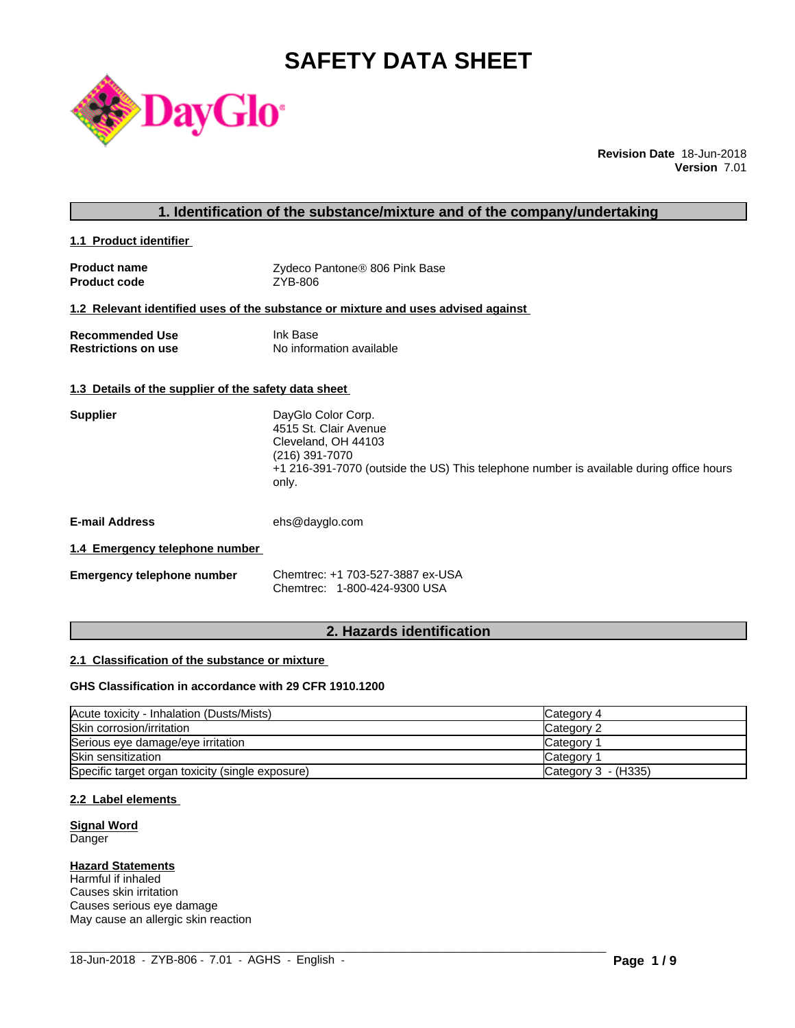# SAFETY DATA SHEET

DayGlo®

**Revision Date** 18-Jun-2018
**Version** 7.01

## 1. Identification of the substance/mixture and of the company/undertaking

### 1.1 Product identifier

**Product name** Zydeco Pantone® 806 Pink Base
**Product code** ZYB-806

### 1.2 Relevant identified uses of the substance or mixture and uses advised against

**Recommended Use** Ink Base
**Restrictions on use** No information available

### 1.3 Details of the supplier of the safety data sheet

**Supplier**
DayGlo Color Corp.
4515 St. Clair Avenue
Cleveland, OH 44103
(216) 391-7070
+1 216-391-7070 (outside the US) This telephone number is available during office hours only.

**E-mail Address** ehs@dayglo.com

### 1.4 Emergency telephone number

**Emergency telephone number**
Chemtrec: +1 703-527-3887 ex-USA
Chemtrec: 1-800-424-9300 USA

## 2. Hazards identification

### 2.1 Classification of the substance or mixture

**GHS Classification in accordance with 29 CFR 1910.1200**

| Hazard | Category |
|---|---|
| Acute toxicity - Inhalation (Dusts/Mists) | Category 4 |
| Skin corrosion/irritation | Category 2 |
| Serious eye damage/eye irritation | Category 1 |
| Skin sensitization | Category 1 |
| Specific target organ toxicity (single exposure) | Category 3 - (H335) |

### 2.2 Label elements

**Signal Word**
Danger

**Hazard Statements**
Harmful if inhaled
Causes skin irritation
Causes serious eye damage
May cause an allergic skin reaction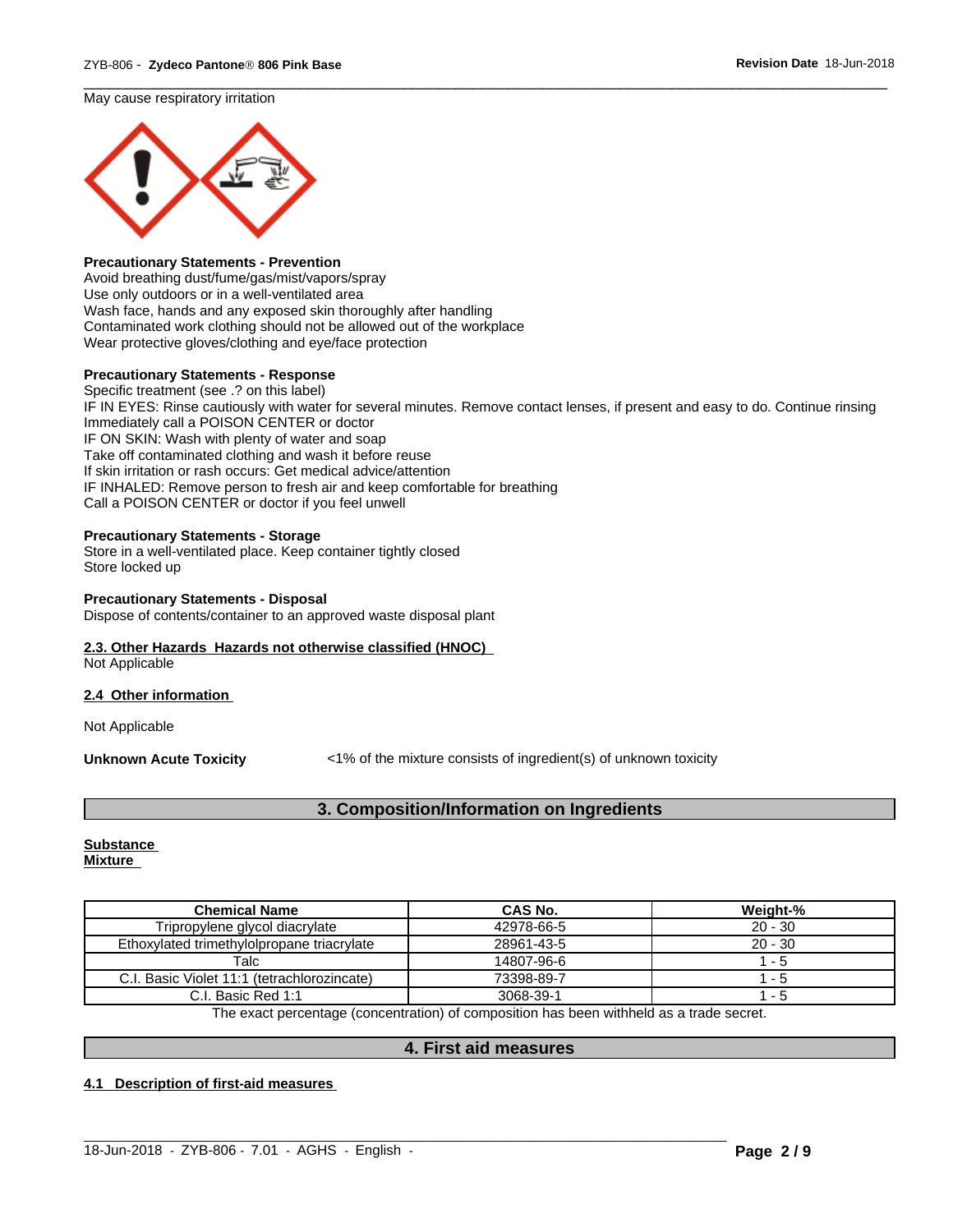May cause respiratory irritation

**Precautionary Statements - Prevention**
Avoid breathing dust/fume/gas/mist/vapors/spray
Use only outdoors or in a well-ventilated area
Wash face, hands and any exposed skin thoroughly after handling
Contaminated work clothing should not be allowed out of the workplace
Wear protective gloves/clothing and eye/face protection

**Precautionary Statements - Response**
Specific treatment (see .? on this label)
IF IN EYES: Rinse cautiously with water for several minutes. Remove contact lenses, if present and easy to do. Continue rinsing
Immediately call a POISON CENTER or doctor
IF ON SKIN: Wash with plenty of water and soap
Take off contaminated clothing and wash it before reuse
If skin irritation or rash occurs: Get medical advice/attention
IF INHALED: Remove person to fresh air and keep comfortable for breathing
Call a POISON CENTER or doctor if you feel unwell

**Precautionary Statements - Storage**
Store in a well-ventilated place. Keep container tightly closed
Store locked up

**Precautionary Statements - Disposal**
Dispose of contents/container to an approved waste disposal plant

**2.3. Other Hazards Hazards not otherwise classified (HNOC)**
Not Applicable

**2.4 Other information**

Not Applicable

**Unknown Acute Toxicity** <1% of the mixture consists of ingredient(s) of unknown toxicity

## 3. Composition/Information on Ingredients

**Substance**
**Mixture**

| Chemical Name | CAS No. | Weight-% |
|---|---|---|
| Tripropylene glycol diacrylate | 42978-66-5 | 20 - 30 |
| Ethoxylated trimethylolpropane triacrylate | 28961-43-5 | 20 - 30 |
| Talc | 14807-96-6 | 1 - 5 |
| C.I. Basic Violet 11:1 (tetrachlorozincate) | 73398-89-7 | 1 - 5 |
| C.I. Basic Red 1:1 | 3068-39-1 | 1 - 5 |

The exact percentage (concentration) of composition has been withheld as a trade secret.

## 4. First aid measures

**4.1 Description of first-aid measures**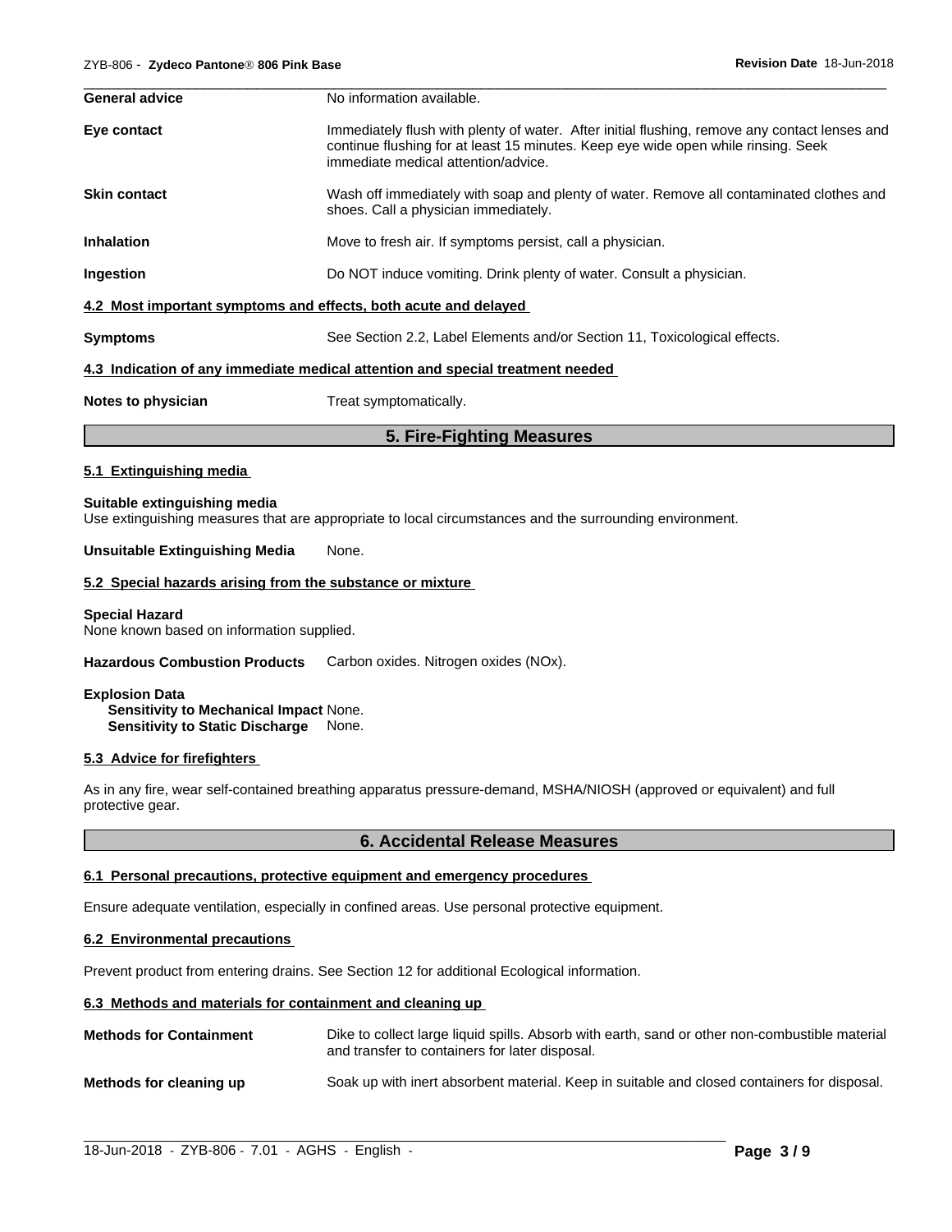**General advice** No information available.

**Eye contact** Immediately flush with plenty of water. After initial flushing, remove any contact lenses and continue flushing for at least 15 minutes. Keep eye wide open while rinsing. Seek immediate medical attention/advice.

**Skin contact** Wash off immediately with soap and plenty of water. Remove all contaminated clothes and shoes. Call a physician immediately.

**Inhalation** Move to fresh air. If symptoms persist, call a physician.

**Ingestion** Do NOT induce vomiting. Drink plenty of water. Consult a physician.

### 4.2 Most important symptoms and effects, both acute and delayed

**Symptoms** See Section 2.2, Label Elements and/or Section 11, Toxicological effects.

### 4.3 Indication of any immediate medical attention and special treatment needed

**Notes to physician** Treat symptomatically.

## 5. Fire-Fighting Measures

### 5.1 Extinguishing media

**Suitable extinguishing media**
Use extinguishing measures that are appropriate to local circumstances and the surrounding environment.

**Unsuitable Extinguishing Media** None.

### 5.2 Special hazards arising from the substance or mixture

**Special Hazard**
None known based on information supplied.

**Hazardous Combustion Products** Carbon oxides. Nitrogen oxides (NOx).

**Explosion Data**
**Sensitivity to Mechanical Impact** None.
**Sensitivity to Static Discharge** None.

### 5.3 Advice for firefighters

As in any fire, wear self-contained breathing apparatus pressure-demand, MSHA/NIOSH (approved or equivalent) and full protective gear.

## 6. Accidental Release Measures

### 6.1 Personal precautions, protective equipment and emergency procedures

Ensure adequate ventilation, especially in confined areas. Use personal protective equipment.

### 6.2 Environmental precautions

Prevent product from entering drains. See Section 12 for additional Ecological information.

### 6.3 Methods and materials for containment and cleaning up

**Methods for Containment** Dike to collect large liquid spills. Absorb with earth, sand or other non-combustible material and transfer to containers for later disposal.

**Methods for cleaning up** Soak up with inert absorbent material. Keep in suitable and closed containers for disposal.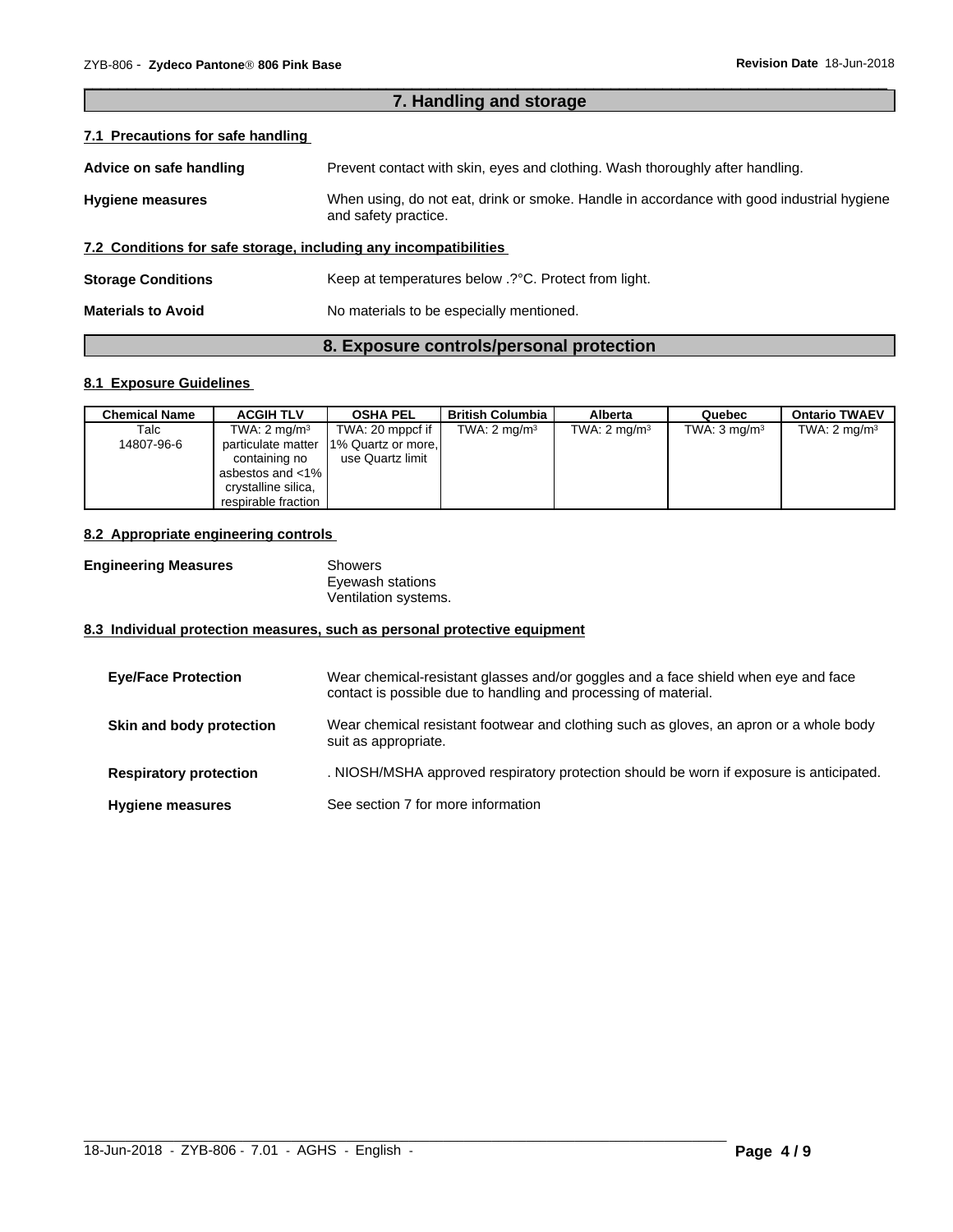## 7. Handling and storage

### 7.1 Precautions for safe handling

**Advice on safe handling** Prevent contact with skin, eyes and clothing. Wash thoroughly after handling.

**Hygiene measures** When using, do not eat, drink or smoke. Handle in accordance with good industrial hygiene and safety practice.

### 7.2 Conditions for safe storage, including any incompatibilities

**Storage Conditions** Keep at temperatures below .?°C. Protect from light.

**Materials to Avoid** No materials to be especially mentioned.

## 8. Exposure controls/personal protection

### 8.1 Exposure Guidelines

| Chemical Name | ACGIH TLV | OSHA PEL | British Columbia | Alberta | Quebec | Ontario TWAEV |
|---|---|---|---|---|---|---|
| Talc 14807-96-6 | TWA: 2 mg/m³ particulate matter containing no asbestos and <1% crystalline silica, respirable fraction | TWA: 20 mppcf if 1% Quartz or more, use Quartz limit | TWA: 2 mg/m³ | TWA: 2 mg/m³ | TWA: 3 mg/m³ | TWA: 2 mg/m³ |

### 8.2 Appropriate engineering controls

**Engineering Measures** Showers
Eyewash stations
Ventilation systems.

### 8.3 Individual protection measures, such as personal protective equipment

**Eye/Face Protection** Wear chemical-resistant glasses and/or goggles and a face shield when eye and face contact is possible due to handling and processing of material.

**Skin and body protection** Wear chemical resistant footwear and clothing such as gloves, an apron or a whole body suit as appropriate.

**Respiratory protection** . NIOSH/MSHA approved respiratory protection should be worn if exposure is anticipated.

**Hygiene measures** See section 7 for more information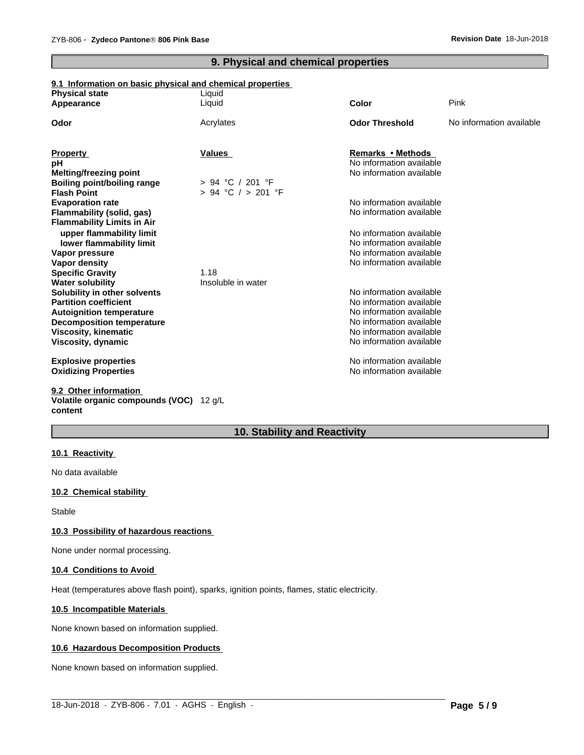## 9. Physical and chemical properties

### 9.1 Information on basic physical and chemical properties

| | | | |
|---|---|---|---|
| **Physical state** | Liquid | | |
| **Appearance** | Liquid | **Color** | Pink |
| **Odor** | Acrylates | **Odor Threshold** | No information available |

| **Property** | **Values** | **Remarks • Methods** |
|---|---|---|
| **pH** | | No information available |
| **Melting/freezing point** | | No information available |
| **Boiling point/boiling range** | > 94 °C / 201 °F | |
| **Flash Point** | > 94 °C / > 201 °F | |
| **Evaporation rate** | | No information available |
| **Flammability (solid, gas)** | | No information available |
| **Flammability Limits in Air** | | |
| **upper flammability limit** | | No information available |
| **lower flammability limit** | | No information available |
| **Vapor pressure** | | No information available |
| **Vapor density** | | No information available |
| **Specific Gravity** | 1.18 | |
| **Water solubility** | Insoluble in water | |
| **Solubility in other solvents** | | No information available |
| **Partition coefficient** | | No information available |
| **Autoignition temperature** | | No information available |
| **Decomposition temperature** | | No information available |
| **Viscosity, kinematic** | | No information available |
| **Viscosity, dynamic** | | No information available |
| **Explosive properties** | | No information available |
| **Oxidizing Properties** | | No information available |

### 9.2 Other information

**Volatile organic compounds (VOC) content** 12 g/L

## 10. Stability and Reactivity

### 10.1 Reactivity

No data available

### 10.2 Chemical stability

Stable

### 10.3 Possibility of hazardous reactions

None under normal processing.

### 10.4 Conditions to Avoid

Heat (temperatures above flash point), sparks, ignition points, flames, static electricity.

### 10.5 Incompatible Materials

None known based on information supplied.

### 10.6 Hazardous Decomposition Products

None known based on information supplied.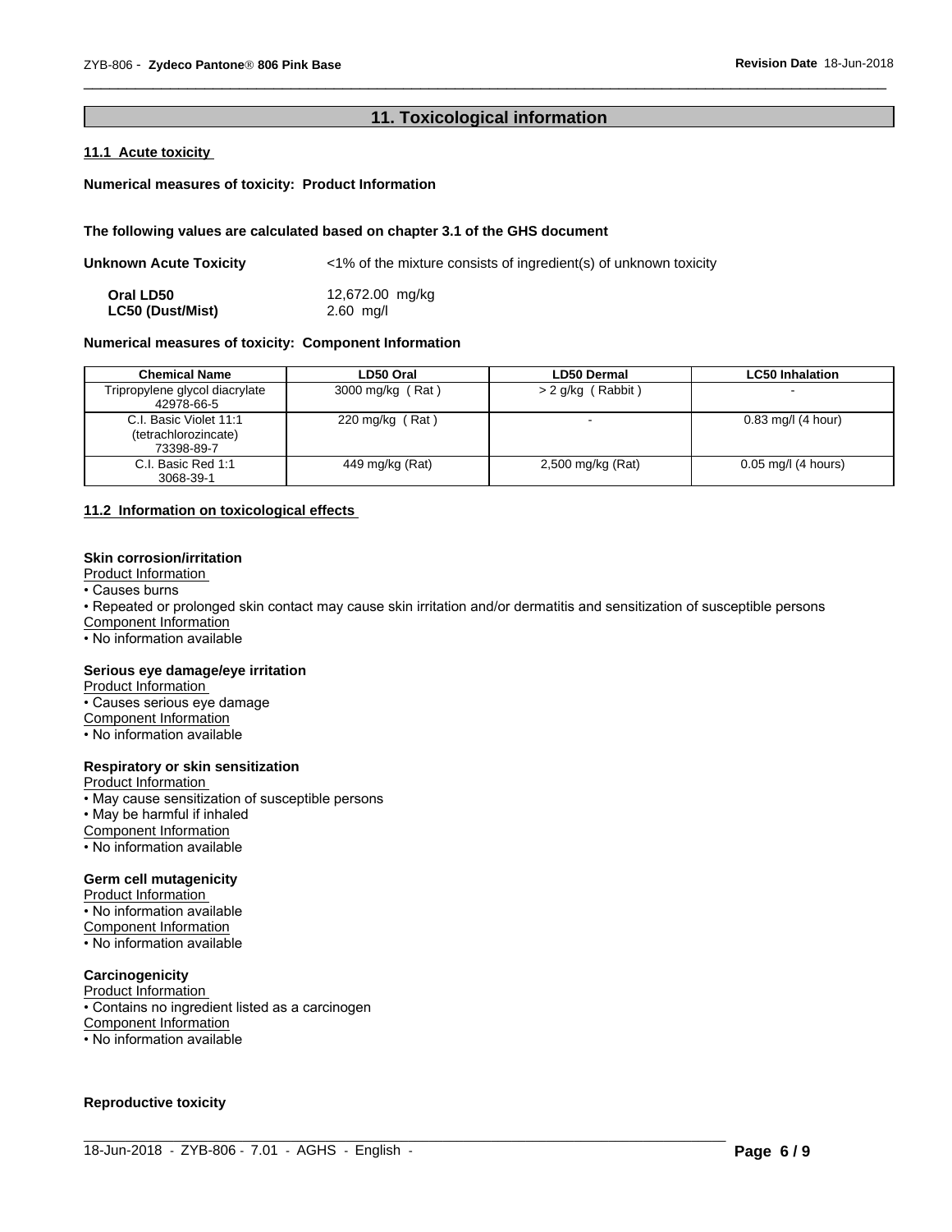## 11. Toxicological information

### 11.1 Acute toxicity

**Numerical measures of toxicity: Product Information**

**The following values are calculated based on chapter 3.1 of the GHS document**

**Unknown Acute Toxicity** <1% of the mixture consists of ingredient(s) of unknown toxicity

**Oral LD50** 12,672.00 mg/kg
**LC50 (Dust/Mist)** 2.60 mg/l

**Numerical measures of toxicity: Component Information**

| Chemical Name | LD50 Oral | LD50 Dermal | LC50 Inhalation |
|---|---|---|---|
| Tripropylene glycol diacrylate 42978-66-5 | 3000 mg/kg ( Rat ) | > 2 g/kg ( Rabbit ) | - |
| C.I. Basic Violet 11:1 (tetrachlorozincate) 73398-89-7 | 220 mg/kg ( Rat ) | - | 0.83 mg/l (4 hour) |
| C.I. Basic Red 1:1 3068-39-1 | 449 mg/kg (Rat) | 2,500 mg/kg (Rat) | 0.05 mg/l (4 hours) |

### 11.2 Information on toxicological effects

**Skin corrosion/irritation**

Product Information
- Causes burns
- Repeated or prolonged skin contact may cause skin irritation and/or dermatitis and sensitization of susceptible persons

Component Information
- No information available

**Serious eye damage/eye irritation**

Product Information
- Causes serious eye damage

Component Information
- No information available

**Respiratory or skin sensitization**

Product Information
- May cause sensitization of susceptible persons
- May be harmful if inhaled

Component Information
- No information available

**Germ cell mutagenicity**

Product Information
- No information available

Component Information
- No information available

**Carcinogenicity**

Product Information
- Contains no ingredient listed as a carcinogen

Component Information
- No information available

**Reproductive toxicity**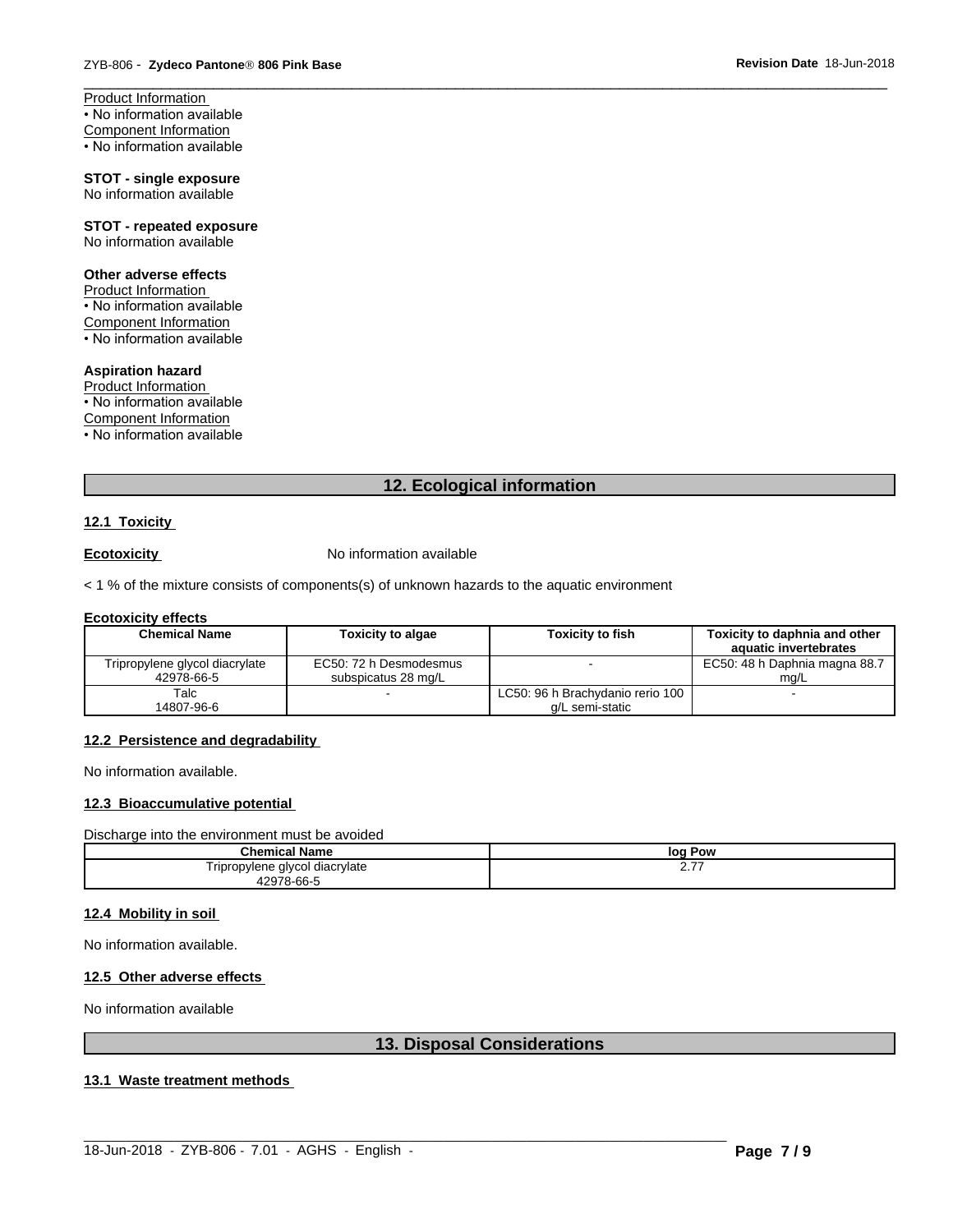Product Information
• No information available
Component Information
• No information available

**STOT - single exposure**
No information available

**STOT - repeated exposure**
No information available

**Other adverse effects**
Product Information
• No information available
Component Information
• No information available

**Aspiration hazard**
Product Information
• No information available
Component Information
• No information available

## 12. Ecological information

### 12.1 Toxicity

**Ecotoxicity** No information available

< 1 % of the mixture consists of components(s) of unknown hazards to the aquatic environment

**Ecotoxicity effects**

| Chemical Name | Toxicity to algae | Toxicity to fish | Toxicity to daphnia and other aquatic invertebrates |
|---|---|---|---|
| Tripropylene glycol diacrylate 42978-66-5 | EC50: 72 h Desmodesmus subspicatus 28 mg/L | - | EC50: 48 h Daphnia magna 88.7 mg/L |
| Talc 14807-96-6 | - | LC50: 96 h Brachydanio rerio 100 g/L semi-static | - |

### 12.2 Persistence and degradability

No information available.

### 12.3 Bioaccumulative potential

Discharge into the environment must be avoided

| Chemical Name | log Pow |
|---|---|
| Tripropylene glycol diacrylate 42978-66-5 | 2.77 |

### 12.4 Mobility in soil

No information available.

### 12.5 Other adverse effects

No information available

## 13. Disposal Considerations

### 13.1 Waste treatment methods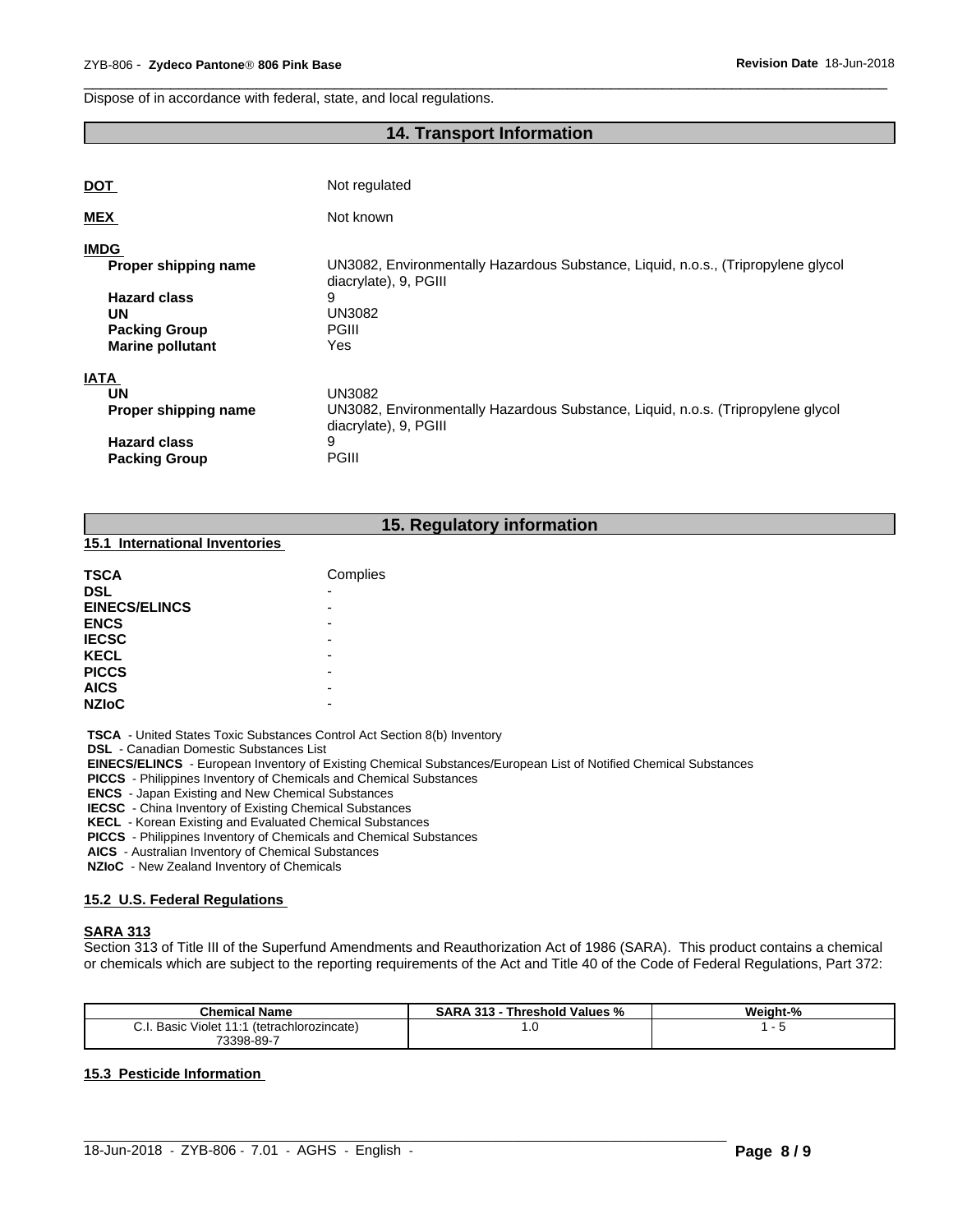Dispose of in accordance with federal, state, and local regulations.

## 14. Transport Information

**DOT** Not regulated

**MEX** Not known

**IMDG**

| | |
|---|---|
| **Proper shipping name** | UN3082, Environmentally Hazardous Substance, Liquid, n.o.s., (Tripropylene glycol diacrylate), 9, PGIII |
| **Hazard class** | 9 |
| **UN** | UN3082 |
| **Packing Group** | PGIII |
| **Marine pollutant** | Yes |

**IATA**

| | |
|---|---|
| **UN** | UN3082 |
| **Proper shipping name** | UN3082, Environmentally Hazardous Substance, Liquid, n.o.s. (Tripropylene glycol diacrylate), 9, PGIII |
| **Hazard class** | 9 |
| **Packing Group** | PGIII |

## 15. Regulatory information

### 15.1 International Inventories

| | |
|---|---|
| **TSCA** | Complies |
| **DSL** | - |
| **EINECS/ELINCS** | - |
| **ENCS** | - |
| **IECSC** | - |
| **KECL** | - |
| **PICCS** | - |
| **AICS** | - |
| **NZIoC** | - |

**TSCA** - United States Toxic Substances Control Act Section 8(b) Inventory
**DSL** - Canadian Domestic Substances List
**EINECS/ELINCS** - European Inventory of Existing Chemical Substances/European List of Notified Chemical Substances
**PICCS** - Philippines Inventory of Chemicals and Chemical Substances
**ENCS** - Japan Existing and New Chemical Substances
**IECSC** - China Inventory of Existing Chemical Substances
**KECL** - Korean Existing and Evaluated Chemical Substances
**PICCS** - Philippines Inventory of Chemicals and Chemical Substances
**AICS** - Australian Inventory of Chemical Substances
**NZIoC** - New Zealand Inventory of Chemicals

### 15.2 U.S. Federal Regulations

**SARA 313**

Section 313 of Title III of the Superfund Amendments and Reauthorization Act of 1986 (SARA). This product contains a chemical or chemicals which are subject to the reporting requirements of the Act and Title 40 of the Code of Federal Regulations, Part 372:

| Chemical Name | SARA 313 - Threshold Values % | Weight-% |
|---|---|---|
| C.I. Basic Violet 11:1 (tetrachlorozincate) 73398-89-7 | 1.0 | 1 - 5 |

### 15.3 Pesticide Information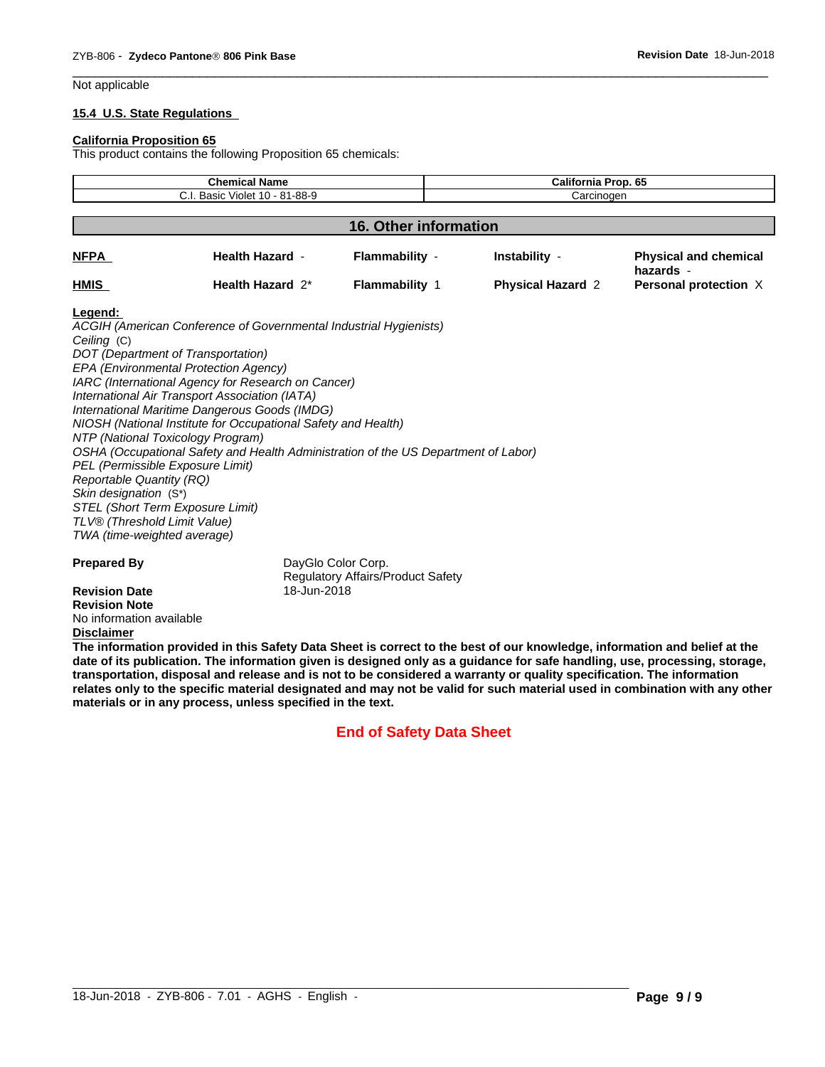Not applicable

### 15.4 U.S. State Regulations

**California Proposition 65**

This product contains the following Proposition 65 chemicals:

| Chemical Name | California Prop. 65 |
|---|---|
| C.I. Basic Violet 10 - 81-88-9 | Carcinogen |

## 16. Other information

| | | | | |
|---|---|---|---|---|
| **NFPA** | **Health Hazard** - | **Flammability** - | **Instability** - | **Physical and chemical hazards** - |
| **HMIS** | **Health Hazard** 2* | **Flammability** 1 | **Physical Hazard** 2 | **Personal protection** X |

**Legend:**

*ACGIH (American Conference of Governmental Industrial Hygienists)*
*Ceiling* (C)
*DOT (Department of Transportation)*
*EPA (Environmental Protection Agency)*
*IARC (International Agency for Research on Cancer)*
*International Air Transport Association (IATA)*
*International Maritime Dangerous Goods (IMDG)*
*NIOSH (National Institute for Occupational Safety and Health)*
*NTP (National Toxicology Program)*
*OSHA (Occupational Safety and Health Administration of the US Department of Labor)*
*PEL (Permissible Exposure Limit)*
*Reportable Quantity (RQ)*
*Skin designation* (S*)
*STEL (Short Term Exposure Limit)*
*TLV® (Threshold Limit Value)*
*TWA (time-weighted average)*

**Prepared By** DayGlo Color Corp.
Regulatory Affairs/Product Safety

**Revision Date** 18-Jun-2018

**Revision Note**

No information available

**Disclaimer**

**The information provided in this Safety Data Sheet is correct to the best of our knowledge, information and belief at the date of its publication. The information given is designed only as a guidance for safe handling, use, processing, storage, transportation, disposal and release and is not to be considered a warranty or quality specification. The information relates only to the specific material designated and may not be valid for such material used in combination with any other materials or in any process, unless specified in the text.**

**End of Safety Data Sheet**